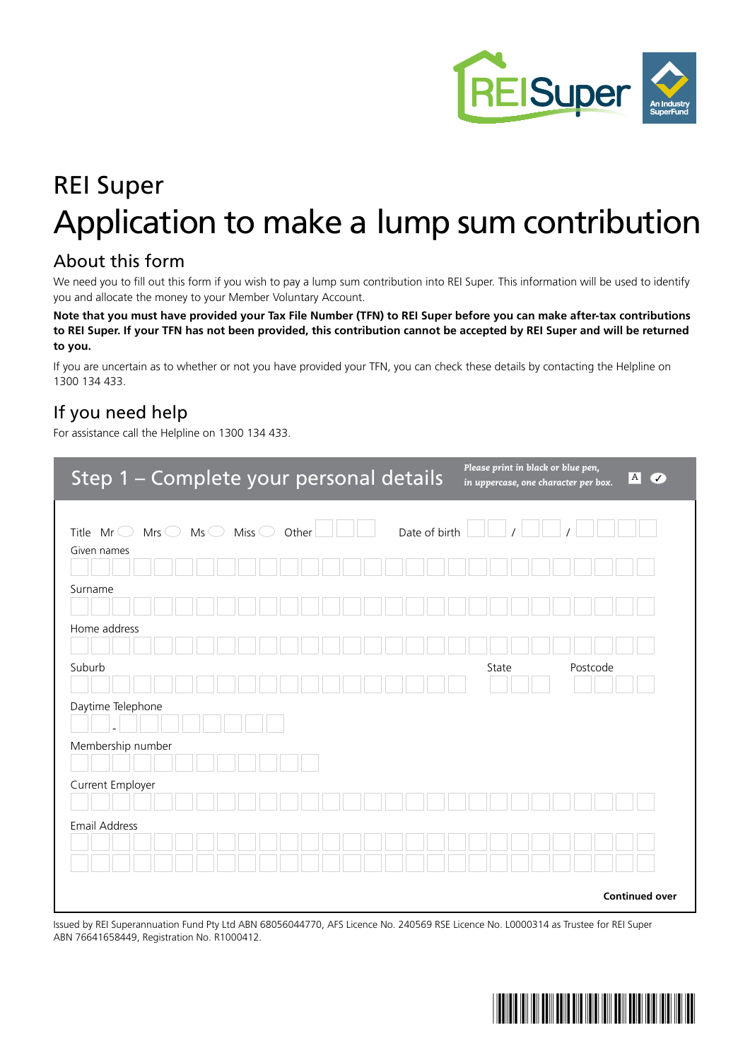# REI Super

# Application to make a lump sum contribution

## About this form

We need you to fill out this form if you wish to pay a lump sum contribution into REI Super. This information will be used to identify you and allocate the money to your Member Voluntary Account.

**Note that you must have provided your Tax File Number (TFN) to REI Super before you can make after-tax contributions to REI Super. If your TFN has not been provided, this contribution cannot be accepted by REI Super and will be returned to you.**

If you are uncertain as to whether or not you have provided your TFN, you can check these details by contacting the Helpline on 1300 134 433.

## If you need help

For assistance call the Helpline on 1300 134 433.

## Step 1 – Complete your personal details

*Please print in black or blue pen, in uppercase, one character per box.*

Title Mr ◯ Mrs ◯ Ms ◯ Miss ◯ Other

Date of birth / /

Given names

Surname

Home address

Suburb

State

Postcode

Daytime Telephone

Membership number

Current Employer

Email Address

**Continued over**

Issued by REI Superannuation Fund Pty Ltd ABN 68056044770, AFS Licence No. 240569 RSE Licence No. L0000314 as Trustee for REI Super ABN 76641658449, Registration No. R1000412.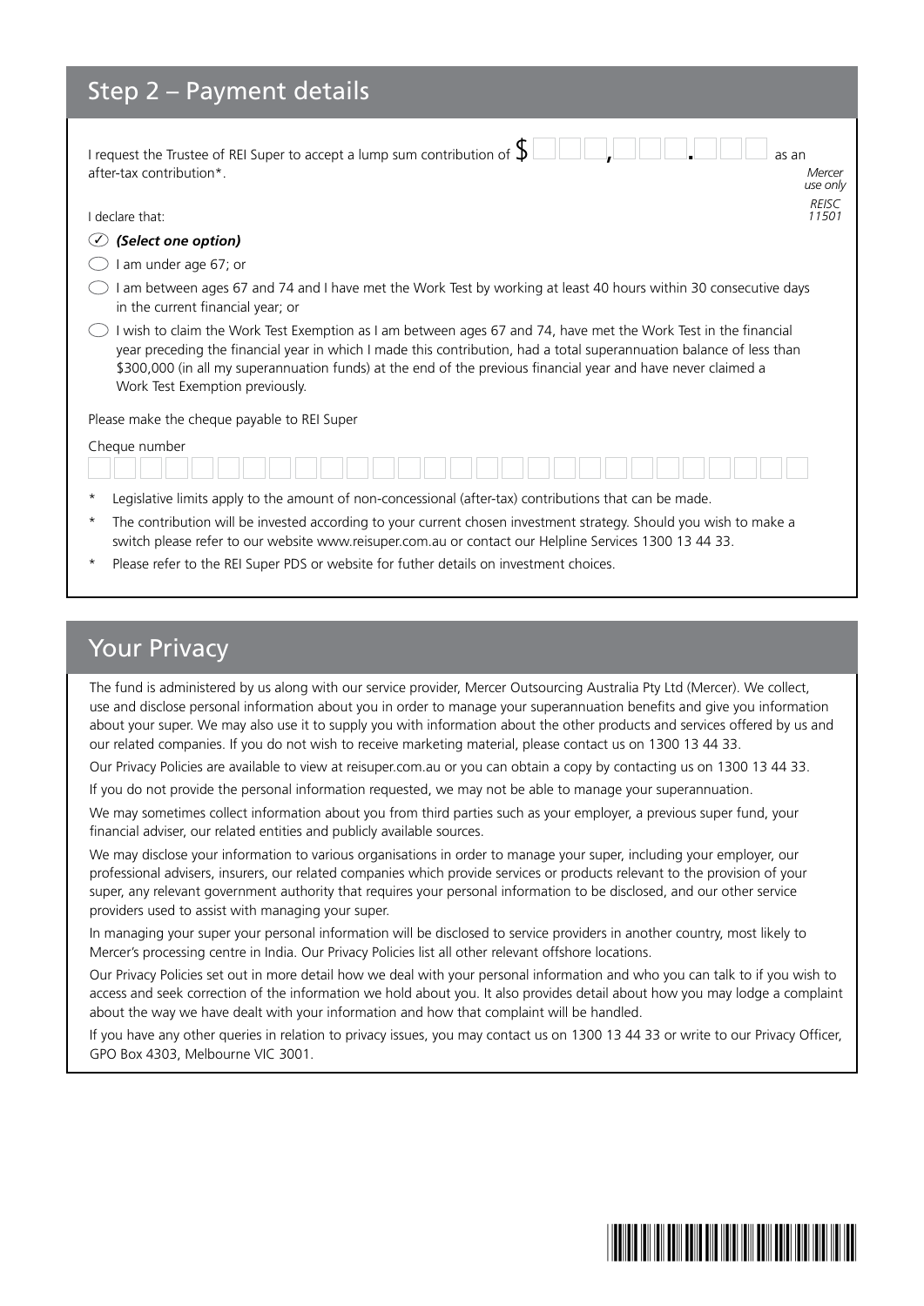## Step 2 – Payment details

I request the Trustee of REI Super to accept a lump sum contribution of $ ___ , ___ . ___ as an after-tax contribution*.

*Mercer use only*
*REISC 11501*

I declare that:

✓ ***(Select one option)***

- ◯ I am under age 67; or
- ◯ I am between ages 67 and 74 and I have met the Work Test by working at least 40 hours within 30 consecutive days in the current financial year; or
- ◯ I wish to claim the Work Test Exemption as I am between ages 67 and 74, have met the Work Test in the financial year preceding the financial year in which I made this contribution, had a total superannuation balance of less than $300,000 (in all my superannuation funds) at the end of the previous financial year and have never claimed a Work Test Exemption previously.

Please make the cheque payable to REI Super

Cheque number

\* Legislative limits apply to the amount of non-concessional (after-tax) contributions that can be made.

\* The contribution will be invested according to your current chosen investment strategy. Should you wish to make a switch please refer to our website www.reisuper.com.au or contact our Helpline Services 1300 13 44 33.

\* Please refer to the REI Super PDS or website for futher details on investment choices.

## Your Privacy

The fund is administered by us along with our service provider, Mercer Outsourcing Australia Pty Ltd (Mercer). We collect, use and disclose personal information about you in order to manage your superannuation benefits and give you information about your super. We may also use it to supply you with information about the other products and services offered by us and our related companies. If you do not wish to receive marketing material, please contact us on 1300 13 44 33.

Our Privacy Policies are available to view at reisuper.com.au or you can obtain a copy by contacting us on 1300 13 44 33.

If you do not provide the personal information requested, we may not be able to manage your superannuation.

We may sometimes collect information about you from third parties such as your employer, a previous super fund, your financial adviser, our related entities and publicly available sources.

We may disclose your information to various organisations in order to manage your super, including your employer, our professional advisers, insurers, our related companies which provide services or products relevant to the provision of your super, any relevant government authority that requires your personal information to be disclosed, and our other service providers used to assist with managing your super.

In managing your super your personal information will be disclosed to service providers in another country, most likely to Mercer's processing centre in India. Our Privacy Policies list all other relevant offshore locations.

Our Privacy Policies set out in more detail how we deal with your personal information and who you can talk to if you wish to access and seek correction of the information we hold about you. It also provides detail about how you may lodge a complaint about the way we have dealt with your information and how that complaint will be handled.

If you have any other queries in relation to privacy issues, you may contact us on 1300 13 44 33 or write to our Privacy Officer, GPO Box 4303, Melbourne VIC 3001.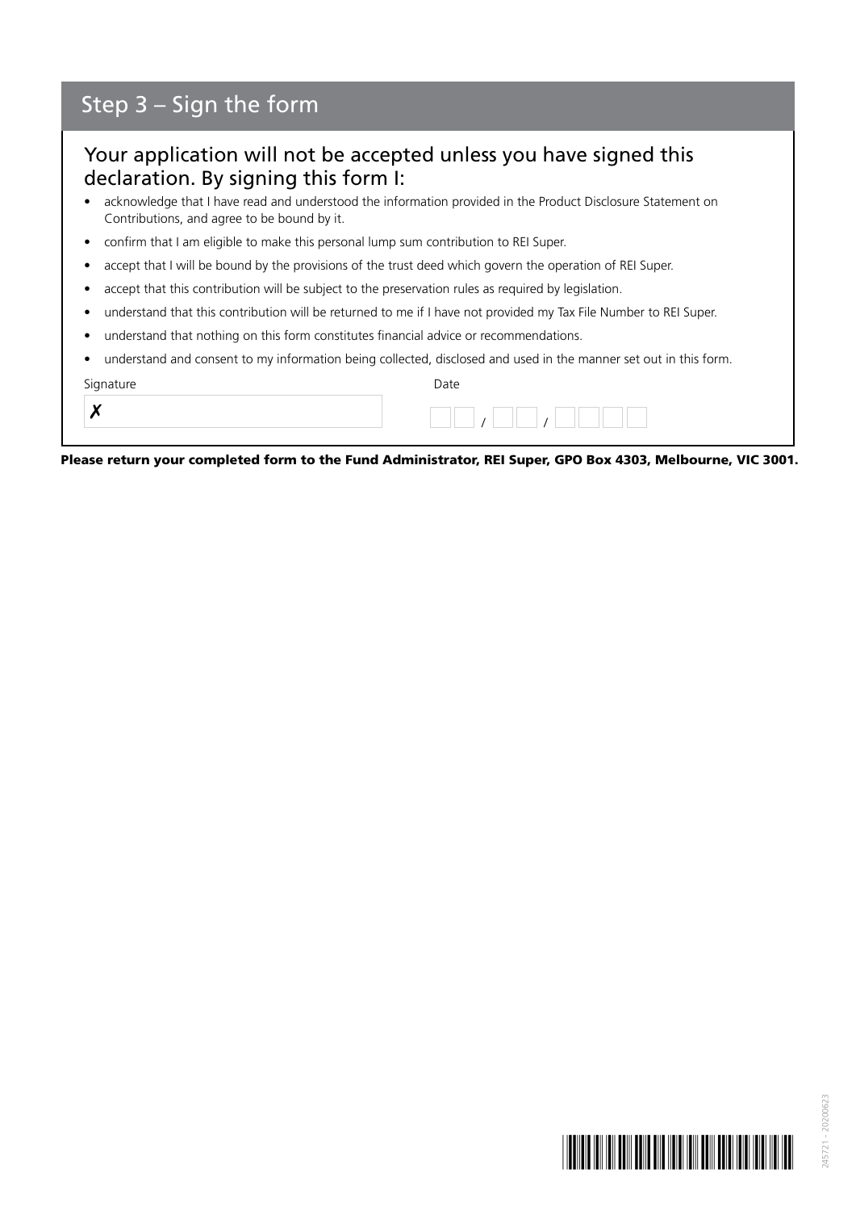## Step 3 – Sign the form

### Your application will not be accepted unless you have signed this declaration. By signing this form I:

- acknowledge that I have read and understood the information provided in the Product Disclosure Statement on Contributions, and agree to be bound by it.
- confirm that I am eligible to make this personal lump sum contribution to REI Super.
- accept that I will be bound by the provisions of the trust deed which govern the operation of REI Super.
- accept that this contribution will be subject to the preservation rules as required by legislation.
- understand that this contribution will be returned to me if I have not provided my Tax File Number to REI Super.
- understand that nothing on this form constitutes financial advice or recommendations.
- understand and consent to my information being collected, disclosed and used in the manner set out in this form.

Signature

✗

Date

__ __ / __ __ / __ __ __ __

**Please return your completed form to the Fund Administrator, REI Super, GPO Box 4303, Melbourne, VIC 3001.**

245721 - 20200623